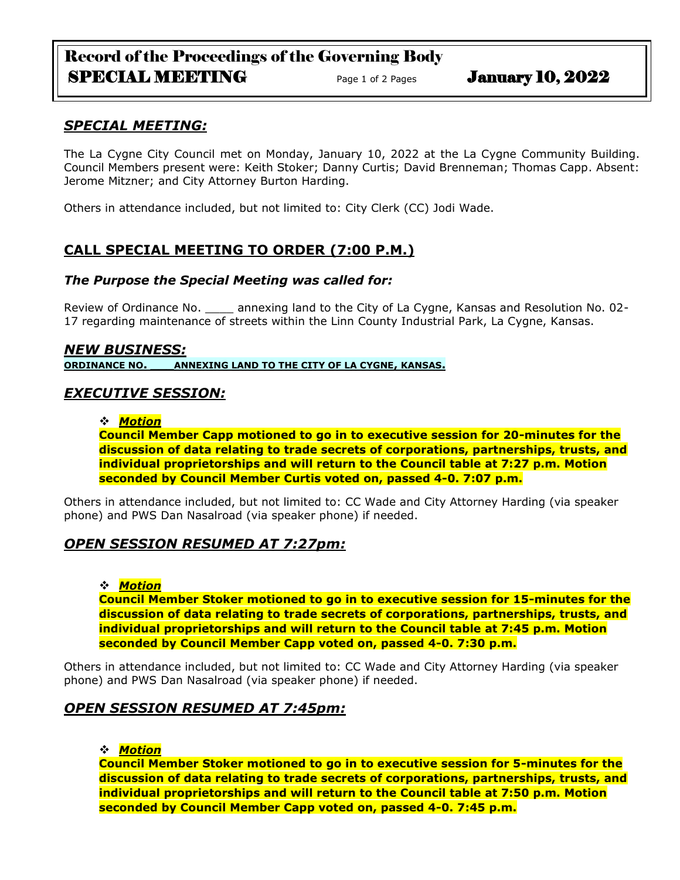# Record of the Proceedings of the Governing Body
## SPECIAL MEETING — January 10, 2022

## *SPECIAL MEETING:*

The La Cygne City Council met on Monday, January 10, 2022 at the La Cygne Community Building. Council Members present were: Keith Stoker; Danny Curtis; David Brenneman; Thomas Capp. Absent: Jerome Mitzner; and City Attorney Burton Harding.

Others in attendance included, but not limited to: City Clerk (CC) Jodi Wade.

## CALL SPECIAL MEETING TO ORDER (7:00 P.M.)

### *The Purpose the Special Meeting was called for:*

Review of Ordinance No. ____ annexing land to the City of La Cygne, Kansas and Resolution No. 02-17 regarding maintenance of streets within the Linn County Industrial Park, La Cygne, Kansas.

## *NEW BUSINESS:*

**ORDINANCE NO. ____ANNEXING LAND TO THE CITY OF LA CYGNE, KANSAS.**

## *EXECUTIVE SESSION:*

- ***Motion***

**Council Member Capp motioned to go in to executive session for 20-minutes for the discussion of data relating to trade secrets of corporations, partnerships, trusts, and individual proprietorships and will return to the Council table at 7:27 p.m. Motion seconded by Council Member Curtis voted on, passed 4-0. 7:07 p.m.**

Others in attendance included, but not limited to: CC Wade and City Attorney Harding (via speaker phone) and PWS Dan Nasalroad (via speaker phone) if needed.

## *OPEN SESSION RESUMED AT 7:27pm:*

- ***Motion***

**Council Member Stoker motioned to go in to executive session for 15-minutes for the discussion of data relating to trade secrets of corporations, partnerships, trusts, and individual proprietorships and will return to the Council table at 7:45 p.m. Motion seconded by Council Member Capp voted on, passed 4-0. 7:30 p.m.**

Others in attendance included, but not limited to: CC Wade and City Attorney Harding (via speaker phone) and PWS Dan Nasalroad (via speaker phone) if needed.

## *OPEN SESSION RESUMED AT 7:45pm:*

- ***Motion***

**Council Member Stoker motioned to go in to executive session for 5-minutes for the discussion of data relating to trade secrets of corporations, partnerships, trusts, and individual proprietorships and will return to the Council table at 7:50 p.m. Motion seconded by Council Member Capp voted on, passed 4-0. 7:45 p.m.**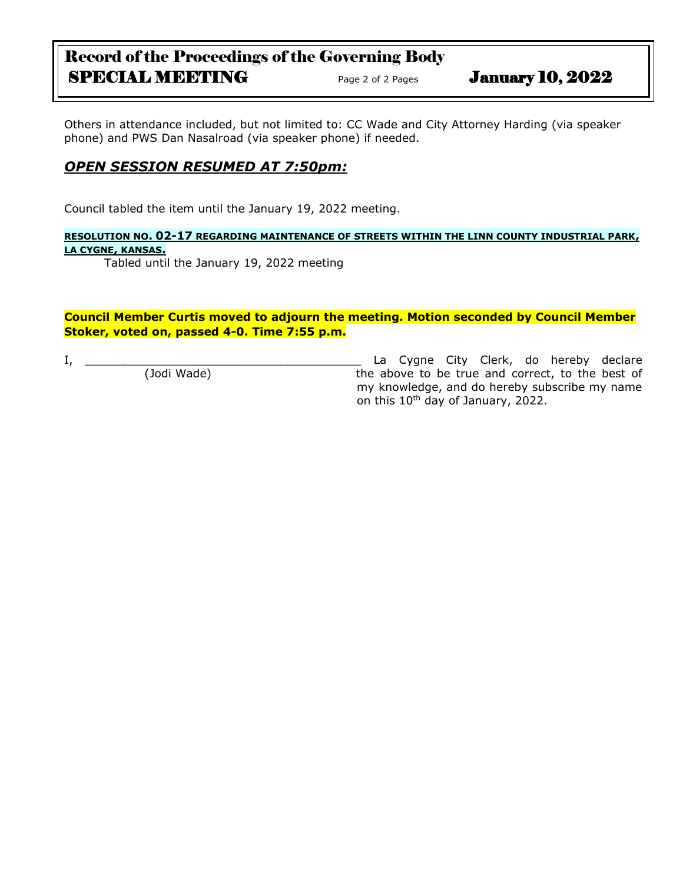Others in attendance included, but not limited to: CC Wade and City Attorney Harding (via speaker phone) and PWS Dan Nasalroad (via speaker phone) if needed.

## *OPEN SESSION RESUMED AT 7:50pm:*

Council tabled the item until the January 19, 2022 meeting.

**RESOLUTION NO. 02-17 REGARDING MAINTENANCE OF STREETS WITHIN THE LINN COUNTY INDUSTRIAL PARK, LA CYGNE, KANSAS.**

Tabled until the January 19, 2022 meeting

**Council Member Curtis moved to adjourn the meeting. Motion seconded by Council Member Stoker, voted on, passed 4-0. Time 7:55 p.m.**

I, ________________________________________ La Cygne City Clerk, do hereby declare the above to be true and correct, to the best of my knowledge, and do hereby subscribe my name on this 10th day of January, 2022.

(Jodi Wade)